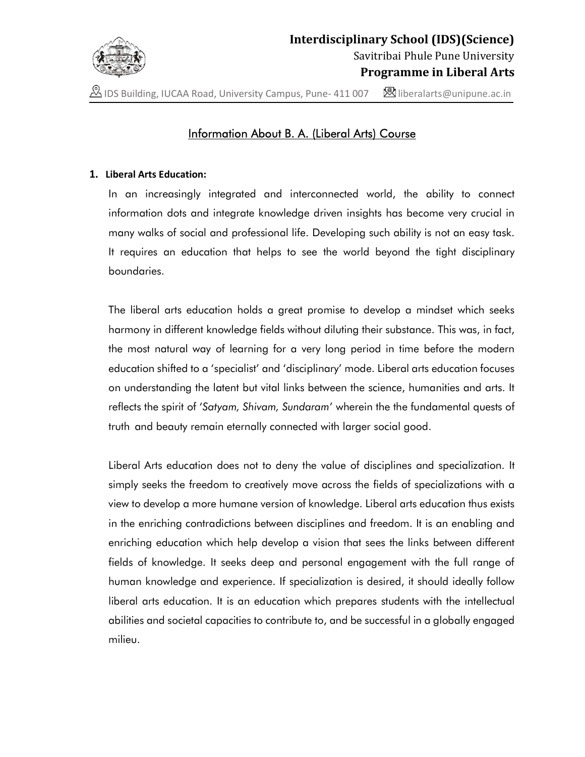**Interdisciplinary School (IDS)(Science)**

Savitribai Phule Pune University

**Programme in Liberal Arts**

IDS Building, IUCAA Road, University Campus, Pune- 411 007 liberalarts@unipune.ac.in

# Information About B. A. (Liberal Arts) Course

## 1. Liberal Arts Education:

In an increasingly integrated and interconnected world, the ability to connect information dots and integrate knowledge driven insights has become very crucial in many walks of social and professional life. Developing such ability is not an easy task. It requires an education that helps to see the world beyond the tight disciplinary boundaries.

The liberal arts education holds a great promise to develop a mindset which seeks harmony in different knowledge fields without diluting their substance. This was, in fact, the most natural way of learning for a very long period in time before the modern education shifted to a 'specialist' and 'disciplinary' mode. Liberal arts education focuses on understanding the latent but vital links between the science, humanities and arts. It reflects the spirit of '*Satyam, Shivam, Sundaram*' wherein the the fundamental quests of truth and beauty remain eternally connected with larger social good.

Liberal Arts education does not to deny the value of disciplines and specialization. It simply seeks the freedom to creatively move across the fields of specializations with a view to develop a more humane version of knowledge. Liberal arts education thus exists in the enriching contradictions between disciplines and freedom. It is an enabling and enriching education which help develop a vision that sees the links between different fields of knowledge. It seeks deep and personal engagement with the full range of human knowledge and experience. If specialization is desired, it should ideally follow liberal arts education. It is an education which prepares students with the intellectual abilities and societal capacities to contribute to, and be successful in a globally engaged milieu.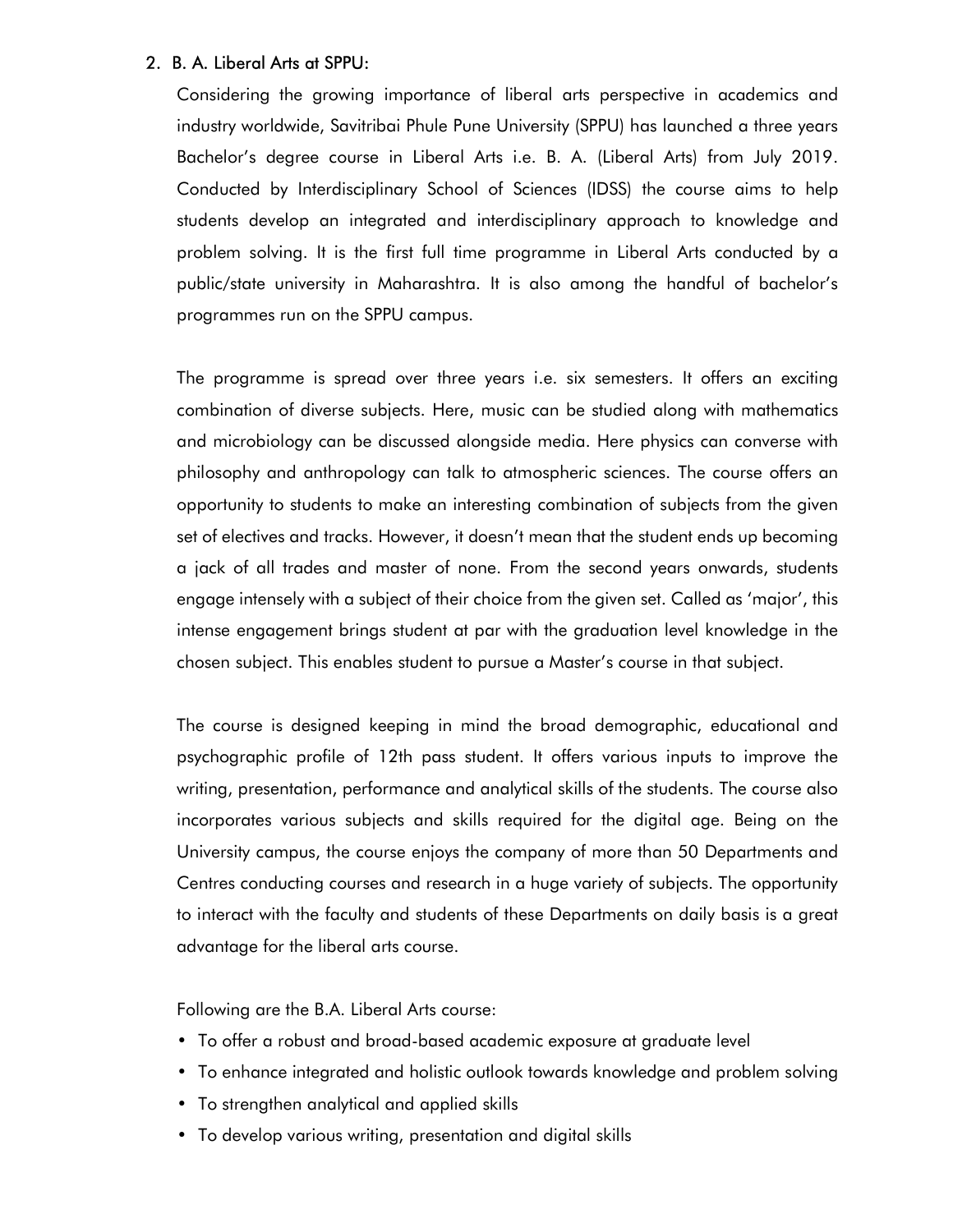## 2. B. A. Liberal Arts at SPPU:

Considering the growing importance of liberal arts perspective in academics and industry worldwide, Savitribai Phule Pune University (SPPU) has launched a three years Bachelor's degree course in Liberal Arts i.e. B. A. (Liberal Arts) from July 2019. Conducted by Interdisciplinary School of Sciences (IDSS) the course aims to help students develop an integrated and interdisciplinary approach to knowledge and problem solving. It is the first full time programme in Liberal Arts conducted by a public/state university in Maharashtra. It is also among the handful of bachelor's programmes run on the SPPU campus.

The programme is spread over three years i.e. six semesters. It offers an exciting combination of diverse subjects. Here, music can be studied along with mathematics and microbiology can be discussed alongside media. Here physics can converse with philosophy and anthropology can talk to atmospheric sciences. The course offers an opportunity to students to make an interesting combination of subjects from the given set of electives and tracks. However, it doesn't mean that the student ends up becoming a jack of all trades and master of none. From the second years onwards, students engage intensely with a subject of their choice from the given set. Called as 'major', this intense engagement brings student at par with the graduation level knowledge in the chosen subject. This enables student to pursue a Master's course in that subject.

The course is designed keeping in mind the broad demographic, educational and psychographic profile of 12th pass student. It offers various inputs to improve the writing, presentation, performance and analytical skills of the students. The course also incorporates various subjects and skills required for the digital age. Being on the University campus, the course enjoys the company of more than 50 Departments and Centres conducting courses and research in a huge variety of subjects. The opportunity to interact with the faculty and students of these Departments on daily basis is a great advantage for the liberal arts course.

Following are the B.A. Liberal Arts course:

- To offer a robust and broad-based academic exposure at graduate level
- To enhance integrated and holistic outlook towards knowledge and problem solving
- To strengthen analytical and applied skills
- To develop various writing, presentation and digital skills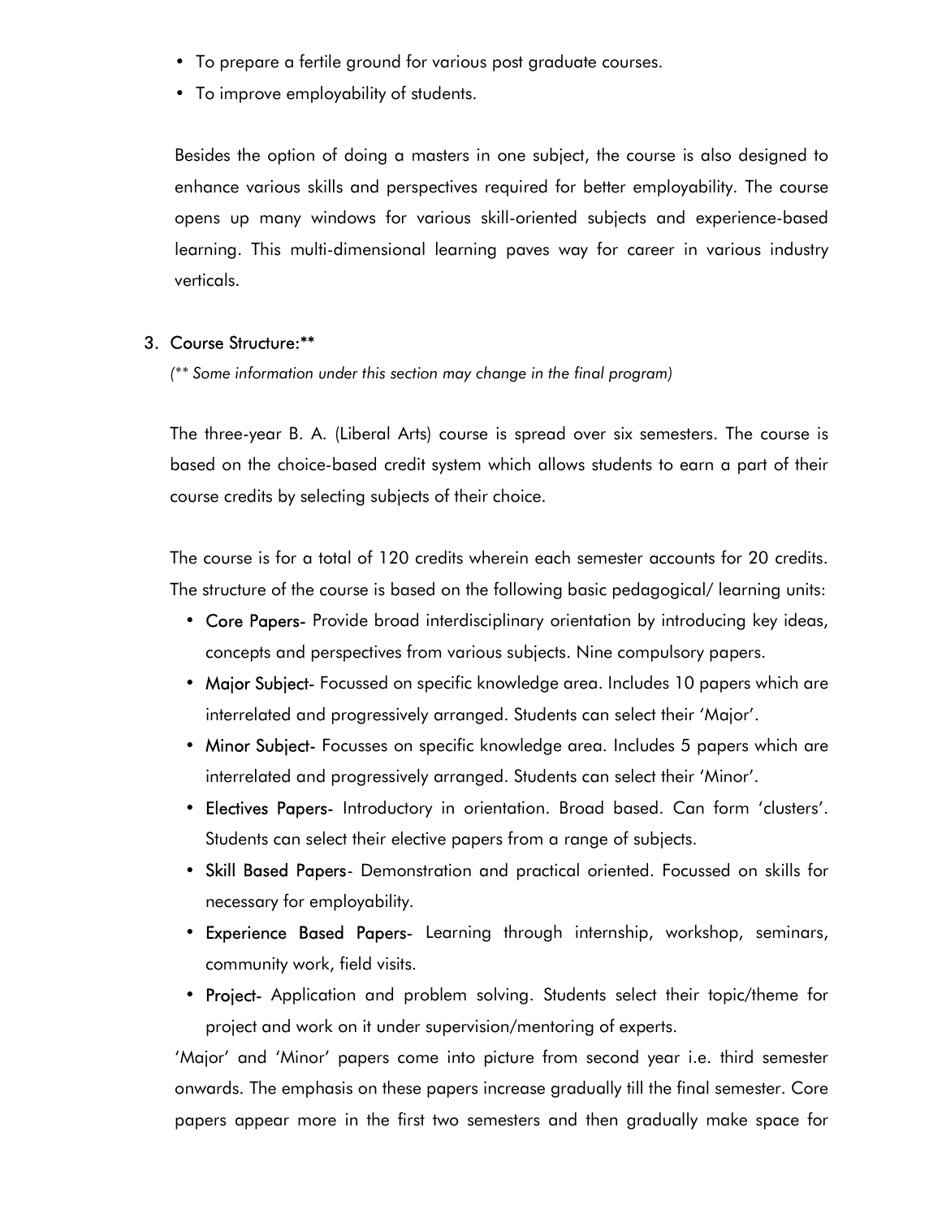- To prepare a fertile ground for various post graduate courses.
- To improve employability of students.

Besides the option of doing a masters in one subject, the course is also designed to enhance various skills and perspectives required for better employability. The course opens up many windows for various skill-oriented subjects and experience-based learning. This multi-dimensional learning paves way for career in various industry verticals.

## 3. Course Structure:**

*(** Some information under this section may change in the final program)*

The three-year B. A. (Liberal Arts) course is spread over six semesters. The course is based on the choice-based credit system which allows students to earn a part of their course credits by selecting subjects of their choice.

The course is for a total of 120 credits wherein each semester accounts for 20 credits. The structure of the course is based on the following basic pedagogical/ learning units:

- **Core Papers-** Provide broad interdisciplinary orientation by introducing key ideas, concepts and perspectives from various subjects. Nine compulsory papers.
- **Major Subject-** Focussed on specific knowledge area. Includes 10 papers which are interrelated and progressively arranged. Students can select their 'Major'.
- **Minor Subject-** Focusses on specific knowledge area. Includes 5 papers which are interrelated and progressively arranged. Students can select their 'Minor'.
- **Electives Papers-** Introductory in orientation. Broad based. Can form 'clusters'. Students can select their elective papers from a range of subjects.
- **Skill Based Papers**- Demonstration and practical oriented. Focussed on skills for necessary for employability.
- **Experience Based Papers-** Learning through internship, workshop, seminars, community work, field visits.
- **Project-** Application and problem solving. Students select their topic/theme for project and work on it under supervision/mentoring of experts.

'Major' and 'Minor' papers come into picture from second year i.e. third semester onwards. The emphasis on these papers increase gradually till the final semester. Core papers appear more in the first two semesters and then gradually make space for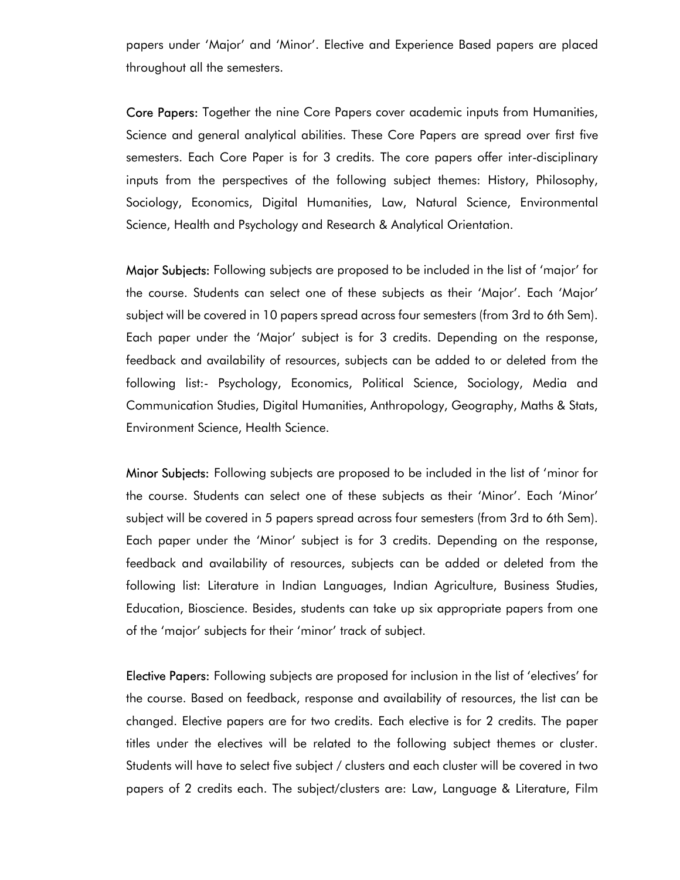papers under 'Major' and 'Minor'. Elective and Experience Based papers are placed throughout all the semesters.

**Core Papers:** Together the nine Core Papers cover academic inputs from Humanities, Science and general analytical abilities. These Core Papers are spread over first five semesters. Each Core Paper is for 3 credits. The core papers offer inter-disciplinary inputs from the perspectives of the following subject themes: History, Philosophy, Sociology, Economics, Digital Humanities, Law, Natural Science, Environmental Science, Health and Psychology and Research & Analytical Orientation.

**Major Subjects:** Following subjects are proposed to be included in the list of 'major' for the course. Students can select one of these subjects as their 'Major'. Each 'Major' subject will be covered in 10 papers spread across four semesters (from 3rd to 6th Sem). Each paper under the 'Major' subject is for 3 credits. Depending on the response, feedback and availability of resources, subjects can be added to or deleted from the following list:- Psychology, Economics, Political Science, Sociology, Media and Communication Studies, Digital Humanities, Anthropology, Geography, Maths & Stats, Environment Science, Health Science.

**Minor Subjects:** Following subjects are proposed to be included in the list of 'minor for the course. Students can select one of these subjects as their 'Minor'. Each 'Minor' subject will be covered in 5 papers spread across four semesters (from 3rd to 6th Sem). Each paper under the 'Minor' subject is for 3 credits. Depending on the response, feedback and availability of resources, subjects can be added or deleted from the following list: Literature in Indian Languages, Indian Agriculture, Business Studies, Education, Bioscience. Besides, students can take up six appropriate papers from one of the 'major' subjects for their 'minor' track of subject.

**Elective Papers:** Following subjects are proposed for inclusion in the list of 'electives' for the course. Based on feedback, response and availability of resources, the list can be changed. Elective papers are for two credits. Each elective is for 2 credits. The paper titles under the electives will be related to the following subject themes or cluster. Students will have to select five subject / clusters and each cluster will be covered in two papers of 2 credits each. The subject/clusters are: Law, Language & Literature, Film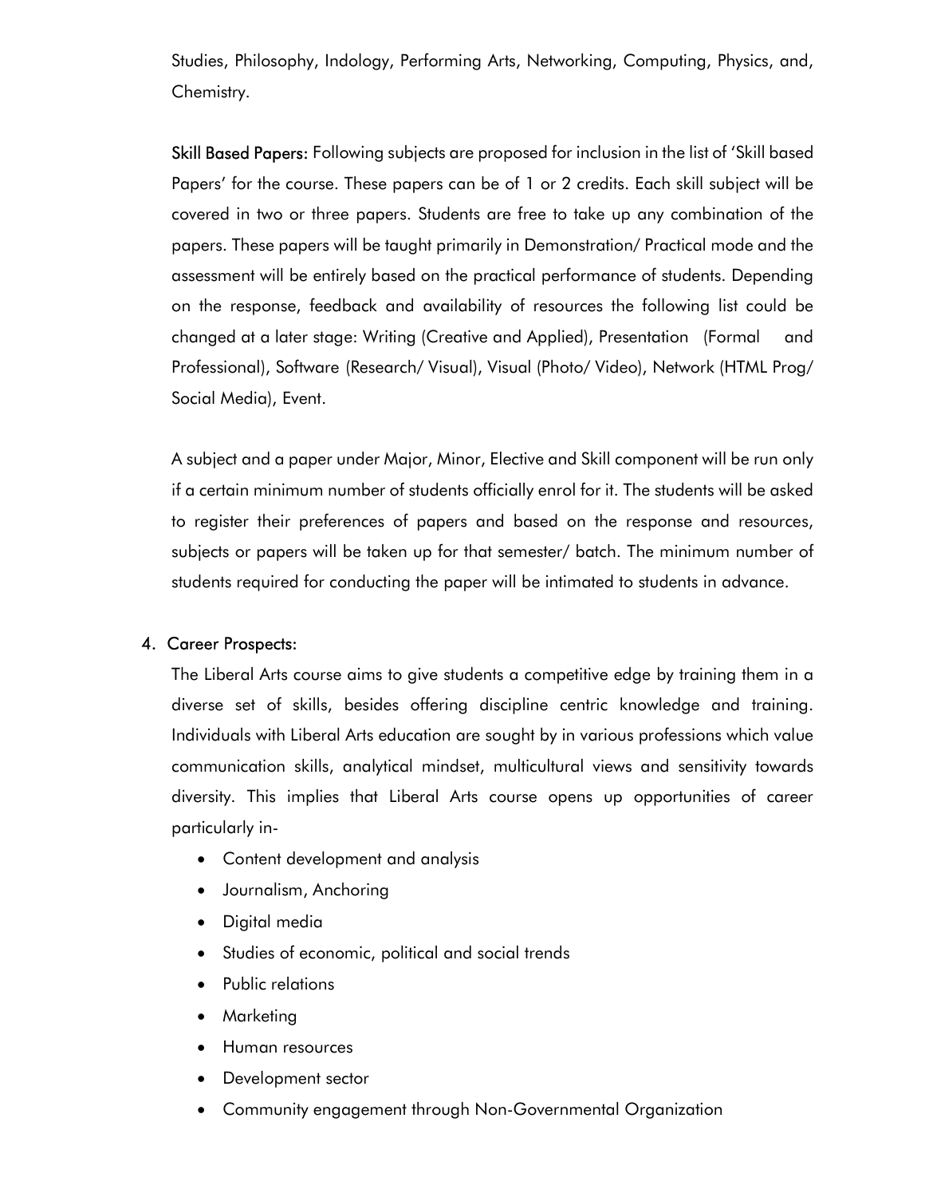Studies, Philosophy, Indology, Performing Arts, Networking, Computing, Physics, and, Chemistry.

**Skill Based Papers:** Following subjects are proposed for inclusion in the list of 'Skill based Papers' for the course. These papers can be of 1 or 2 credits. Each skill subject will be covered in two or three papers. Students are free to take up any combination of the papers. These papers will be taught primarily in Demonstration/ Practical mode and the assessment will be entirely based on the practical performance of students. Depending on the response, feedback and availability of resources the following list could be changed at a later stage: Writing (Creative and Applied), Presentation (Formal and Professional), Software (Research/ Visual), Visual (Photo/ Video), Network (HTML Prog/ Social Media), Event.

A subject and a paper under Major, Minor, Elective and Skill component will be run only if a certain minimum number of students officially enrol for it. The students will be asked to register their preferences of papers and based on the response and resources, subjects or papers will be taken up for that semester/ batch. The minimum number of students required for conducting the paper will be intimated to students in advance.

4. **Career Prospects:**

The Liberal Arts course aims to give students a competitive edge by training them in a diverse set of skills, besides offering discipline centric knowledge and training. Individuals with Liberal Arts education are sought by in various professions which value communication skills, analytical mindset, multicultural views and sensitivity towards diversity. This implies that Liberal Arts course opens up opportunities of career particularly in-

- Content development and analysis
- Journalism, Anchoring
- Digital media
- Studies of economic, political and social trends
- Public relations
- Marketing
- Human resources
- Development sector
- Community engagement through Non-Governmental Organization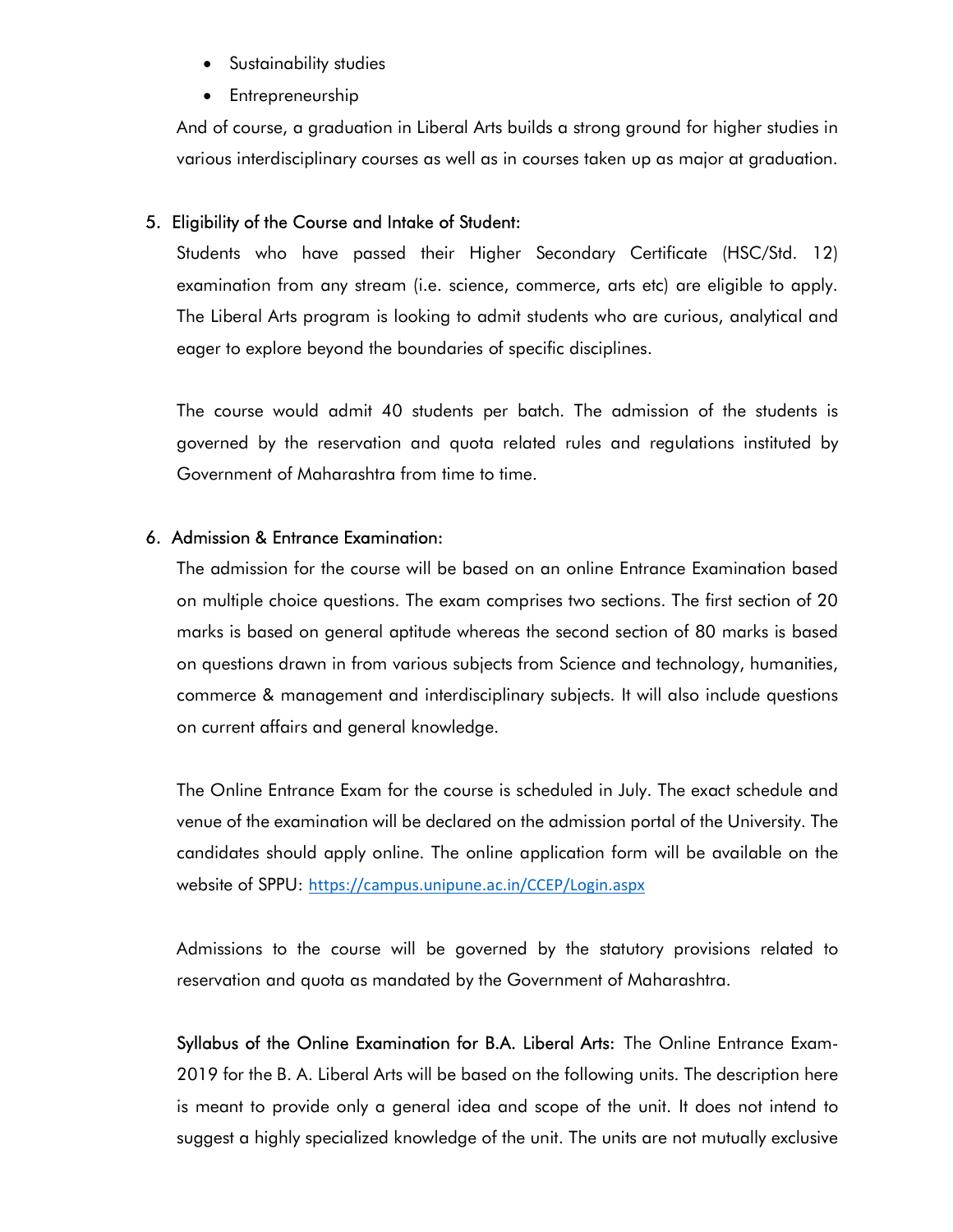- Sustainability studies
- Entrepreneurship

And of course, a graduation in Liberal Arts builds a strong ground for higher studies in various interdisciplinary courses as well as in courses taken up as major at graduation.

5. Eligibility of the Course and Intake of Student:

Students who have passed their Higher Secondary Certificate (HSC/Std. 12) examination from any stream (i.e. science, commerce, arts etc) are eligible to apply. The Liberal Arts program is looking to admit students who are curious, analytical and eager to explore beyond the boundaries of specific disciplines.

The course would admit 40 students per batch. The admission of the students is governed by the reservation and quota related rules and regulations instituted by Government of Maharashtra from time to time.

6. Admission & Entrance Examination:

The admission for the course will be based on an online Entrance Examination based on multiple choice questions. The exam comprises two sections. The first section of 20 marks is based on general aptitude whereas the second section of 80 marks is based on questions drawn in from various subjects from Science and technology, humanities, commerce & management and interdisciplinary subjects. It will also include questions on current affairs and general knowledge.

The Online Entrance Exam for the course is scheduled in July. The exact schedule and venue of the examination will be declared on the admission portal of the University. The candidates should apply online. The online application form will be available on the website of SPPU: https://campus.unipune.ac.in/CCEP/Login.aspx

Admissions to the course will be governed by the statutory provisions related to reservation and quota as mandated by the Government of Maharashtra.

Syllabus of the Online Examination for B.A. Liberal Arts: The Online Entrance Exam-2019 for the B. A. Liberal Arts will be based on the following units. The description here is meant to provide only a general idea and scope of the unit. It does not intend to suggest a highly specialized knowledge of the unit. The units are not mutually exclusive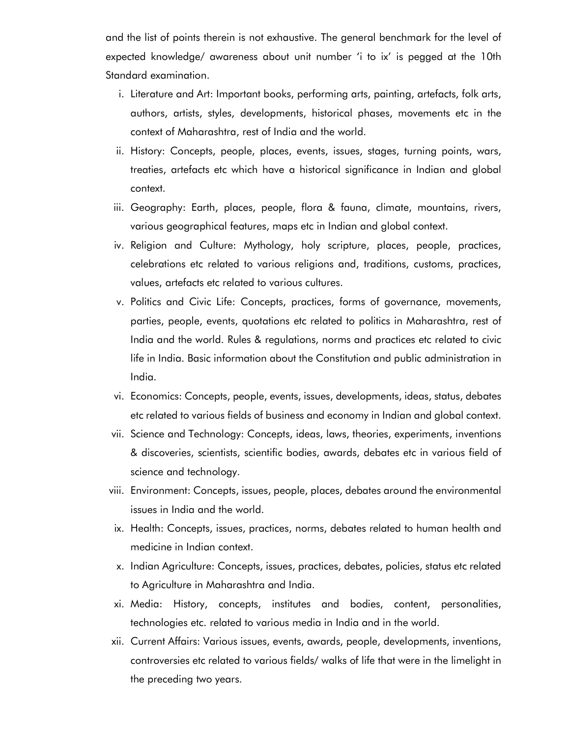and the list of points therein is not exhaustive. The general benchmark for the level of expected knowledge/ awareness about unit number 'i to ix' is pegged at the 10th Standard examination.

i. Literature and Art: Important books, performing arts, painting, artefacts, folk arts, authors, artists, styles, developments, historical phases, movements etc in the context of Maharashtra, rest of India and the world.

ii. History: Concepts, people, places, events, issues, stages, turning points, wars, treaties, artefacts etc which have a historical significance in Indian and global context.

iii. Geography: Earth, places, people, flora & fauna, climate, mountains, rivers, various geographical features, maps etc in Indian and global context.

iv. Religion and Culture: Mythology, holy scripture, places, people, practices, celebrations etc related to various religions and, traditions, customs, practices, values, artefacts etc related to various cultures.

v. Politics and Civic Life: Concepts, practices, forms of governance, movements, parties, people, events, quotations etc related to politics in Maharashtra, rest of India and the world. Rules & regulations, norms and practices etc related to civic life in India. Basic information about the Constitution and public administration in India.

vi. Economics: Concepts, people, events, issues, developments, ideas, status, debates etc related to various fields of business and economy in Indian and global context.

vii. Science and Technology: Concepts, ideas, laws, theories, experiments, inventions & discoveries, scientists, scientific bodies, awards, debates etc in various field of science and technology.

viii. Environment: Concepts, issues, people, places, debates around the environmental issues in India and the world.

ix. Health: Concepts, issues, practices, norms, debates related to human health and medicine in Indian context.

x. Indian Agriculture: Concepts, issues, practices, debates, policies, status etc related to Agriculture in Maharashtra and India.

xi. Media: History, concepts, institutes and bodies, content, personalities, technologies etc. related to various media in India and in the world.

xii. Current Affairs: Various issues, events, awards, people, developments, inventions, controversies etc related to various fields/ walks of life that were in the limelight in the preceding two years.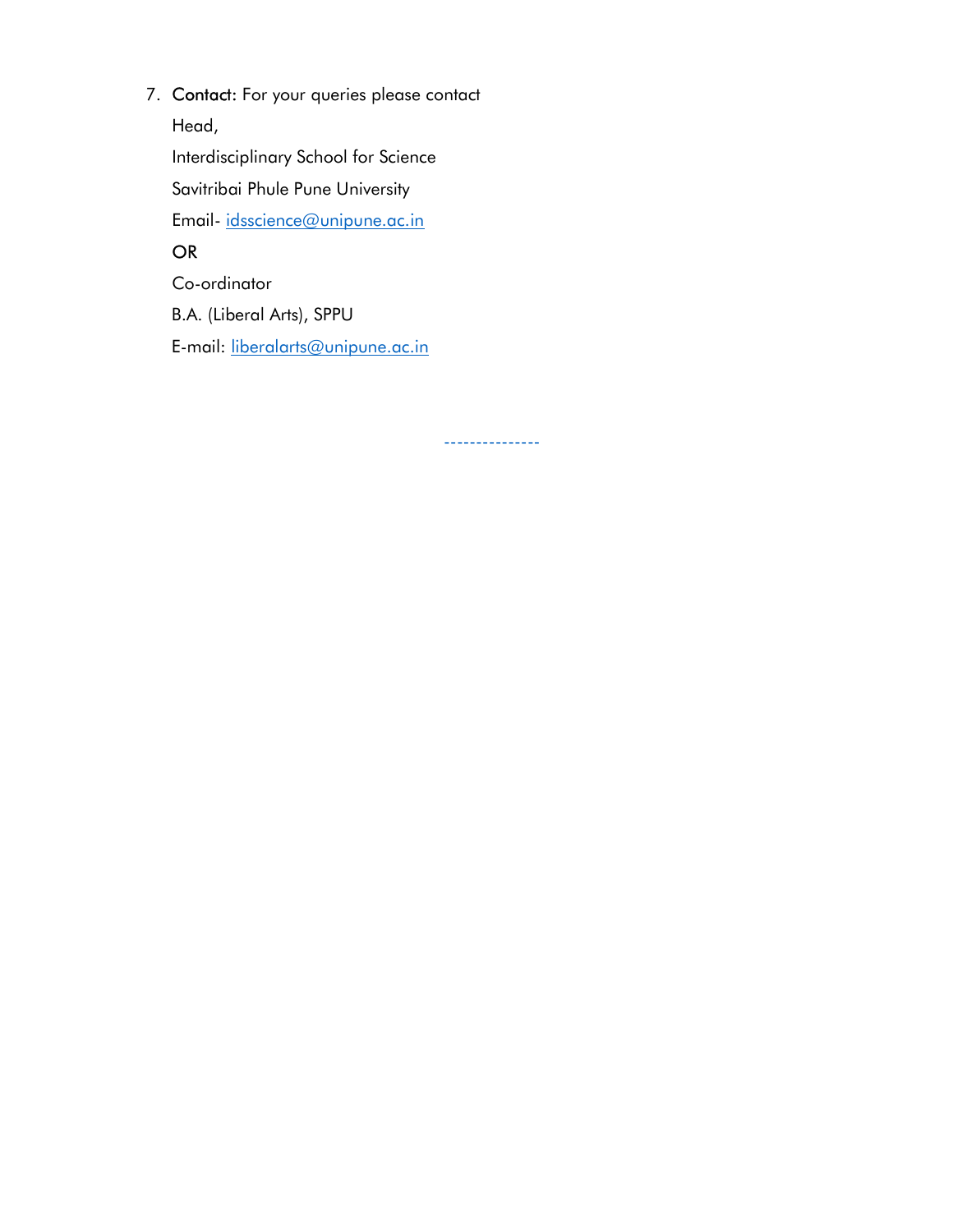7. **Contact:** For your queries please contact

   Head,

   Interdisciplinary School for Science

   Savitribai Phule Pune University

   Email- idsscience@unipune.ac.in

   OR

   Co-ordinator

   B.A. (Liberal Arts), SPPU

   E-mail: liberalarts@unipune.ac.in

---------------